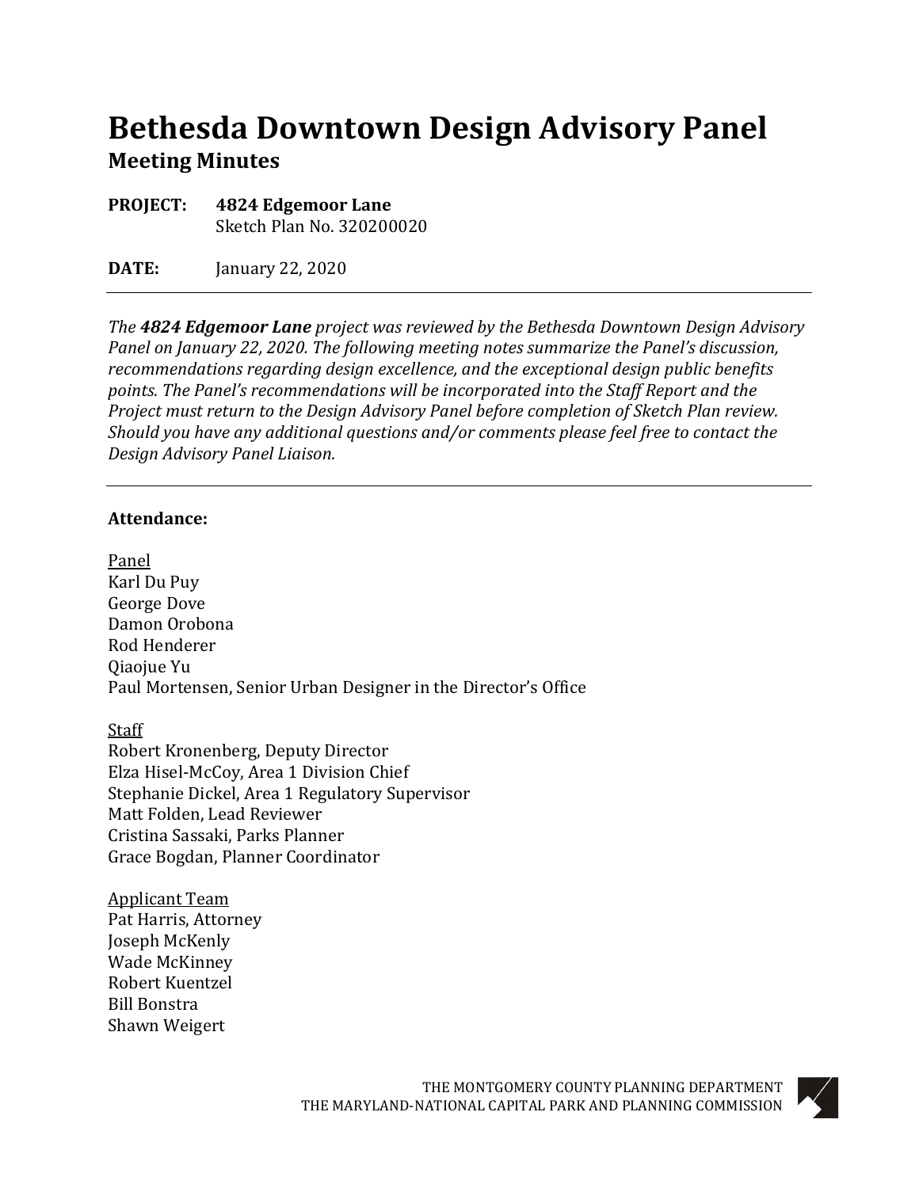# Bethesda Downtown Design Advisory Panel

## Meeting Minutes

**PROJECT:** **4824 Edgemoor Lane**
Sketch Plan No. 320200020

**DATE:** January 22, 2020

---

*The **4824 Edgemoor Lane** project was reviewed by the Bethesda Downtown Design Advisory Panel on January 22, 2020. The following meeting notes summarize the Panel's discussion, recommendations regarding design excellence, and the exceptional design public benefits points. The Panel's recommendations will be incorporated into the Staff Report and the Project must return to the Design Advisory Panel before completion of Sketch Plan review. Should you have any additional questions and/or comments please feel free to contact the Design Advisory Panel Liaison.*

---

**Attendance:**

Panel
Karl Du Puy
George Dove
Damon Orobona
Rod Henderer
Qiaojue Yu
Paul Mortensen, Senior Urban Designer in the Director's Office

Staff
Robert Kronenberg, Deputy Director
Elza Hisel-McCoy, Area 1 Division Chief
Stephanie Dickel, Area 1 Regulatory Supervisor
Matt Folden, Lead Reviewer
Cristina Sassaki, Parks Planner
Grace Bogdan, Planner Coordinator

Applicant Team
Pat Harris, Attorney
Joseph McKenly
Wade McKinney
Robert Kuentzel
Bill Bonstra
Shawn Weigert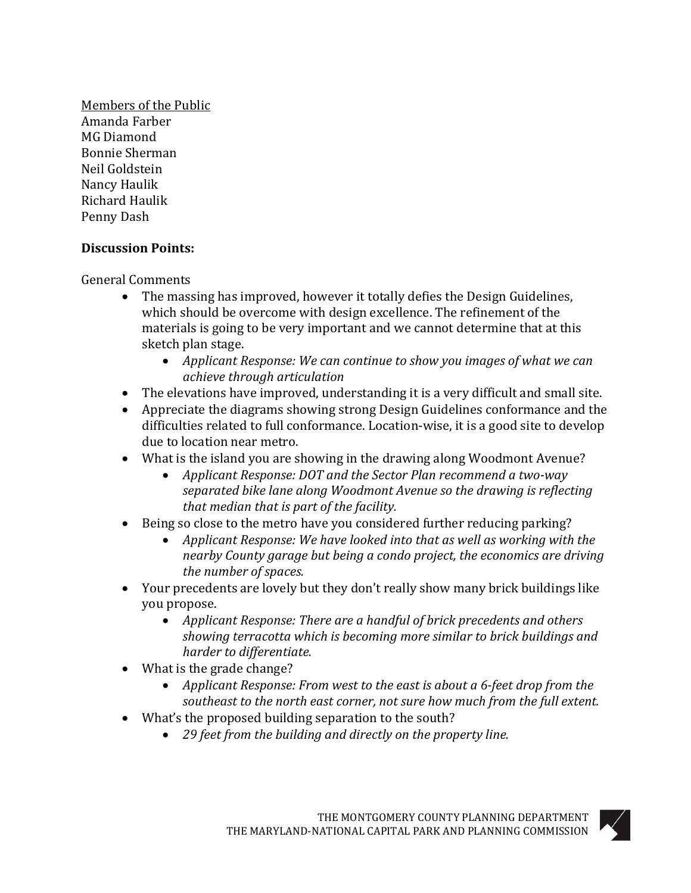Members of the Public
Amanda Farber
MG Diamond
Bonnie Sherman
Neil Goldstein
Nancy Haulik
Richard Haulik
Penny Dash

**Discussion Points:**

General Comments

- The massing has improved, however it totally defies the Design Guidelines, which should be overcome with design excellence. The refinement of the materials is going to be very important and we cannot determine that at this sketch plan stage.
    - *Applicant Response: We can continue to show you images of what we can achieve through articulation*
- The elevations have improved, understanding it is a very difficult and small site.
- Appreciate the diagrams showing strong Design Guidelines conformance and the difficulties related to full conformance. Location-wise, it is a good site to develop due to location near metro.
- What is the island you are showing in the drawing along Woodmont Avenue?
    - *Applicant Response: DOT and the Sector Plan recommend a two-way separated bike lane along Woodmont Avenue so the drawing is reflecting that median that is part of the facility.*
- Being so close to the metro have you considered further reducing parking?
    - *Applicant Response: We have looked into that as well as working with the nearby County garage but being a condo project, the economics are driving the number of spaces.*
- Your precedents are lovely but they don't really show many brick buildings like you propose.
    - *Applicant Response: There are a handful of brick precedents and others showing terracotta which is becoming more similar to brick buildings and harder to differentiate.*
- What is the grade change?
    - *Applicant Response: From west to the east is about a 6-feet drop from the southeast to the north east corner, not sure how much from the full extent.*
- What's the proposed building separation to the south?
    - *29 feet from the building and directly on the property line.*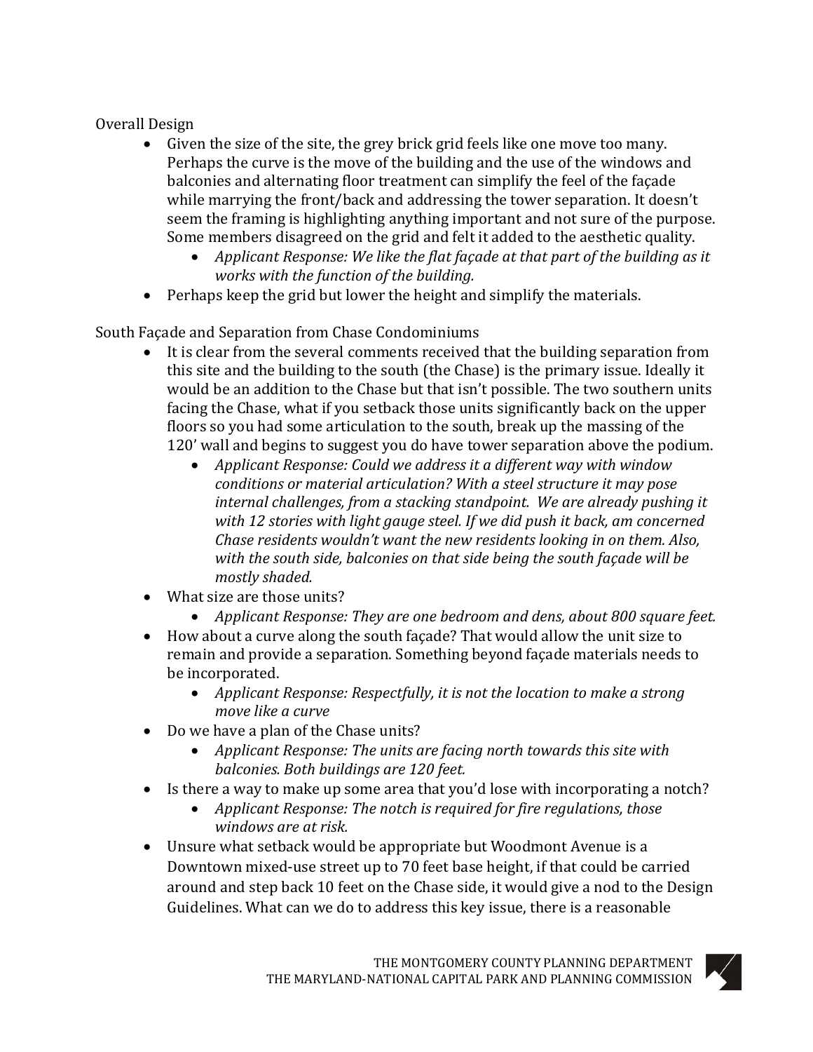Overall Design

- Given the size of the site, the grey brick grid feels like one move too many. Perhaps the curve is the move of the building and the use of the windows and balconies and alternating floor treatment can simplify the feel of the façade while marrying the front/back and addressing the tower separation. It doesn't seem the framing is highlighting anything important and not sure of the purpose. Some members disagreed on the grid and felt it added to the aesthetic quality.
  - *Applicant Response: We like the flat façade at that part of the building as it works with the function of the building.*
- Perhaps keep the grid but lower the height and simplify the materials.

South Façade and Separation from Chase Condominiums

- It is clear from the several comments received that the building separation from this site and the building to the south (the Chase) is the primary issue. Ideally it would be an addition to the Chase but that isn't possible. The two southern units facing the Chase, what if you setback those units significantly back on the upper floors so you had some articulation to the south, break up the massing of the 120' wall and begins to suggest you do have tower separation above the podium.
  - *Applicant Response: Could we address it a different way with window conditions or material articulation? With a steel structure it may pose internal challenges, from a stacking standpoint. We are already pushing it with 12 stories with light gauge steel. If we did push it back, am concerned Chase residents wouldn't want the new residents looking in on them. Also, with the south side, balconies on that side being the south façade will be mostly shaded.*
- What size are those units?
  - *Applicant Response: They are one bedroom and dens, about 800 square feet.*
- How about a curve along the south façade? That would allow the unit size to remain and provide a separation. Something beyond façade materials needs to be incorporated.
  - *Applicant Response: Respectfully, it is not the location to make a strong move like a curve*
- Do we have a plan of the Chase units?
  - *Applicant Response: The units are facing north towards this site with balconies. Both buildings are 120 feet.*
- Is there a way to make up some area that you'd lose with incorporating a notch?
  - *Applicant Response: The notch is required for fire regulations, those windows are at risk.*
- Unsure what setback would be appropriate but Woodmont Avenue is a Downtown mixed-use street up to 70 feet base height, if that could be carried around and step back 10 feet on the Chase side, it would give a nod to the Design Guidelines. What can we do to address this key issue, there is a reasonable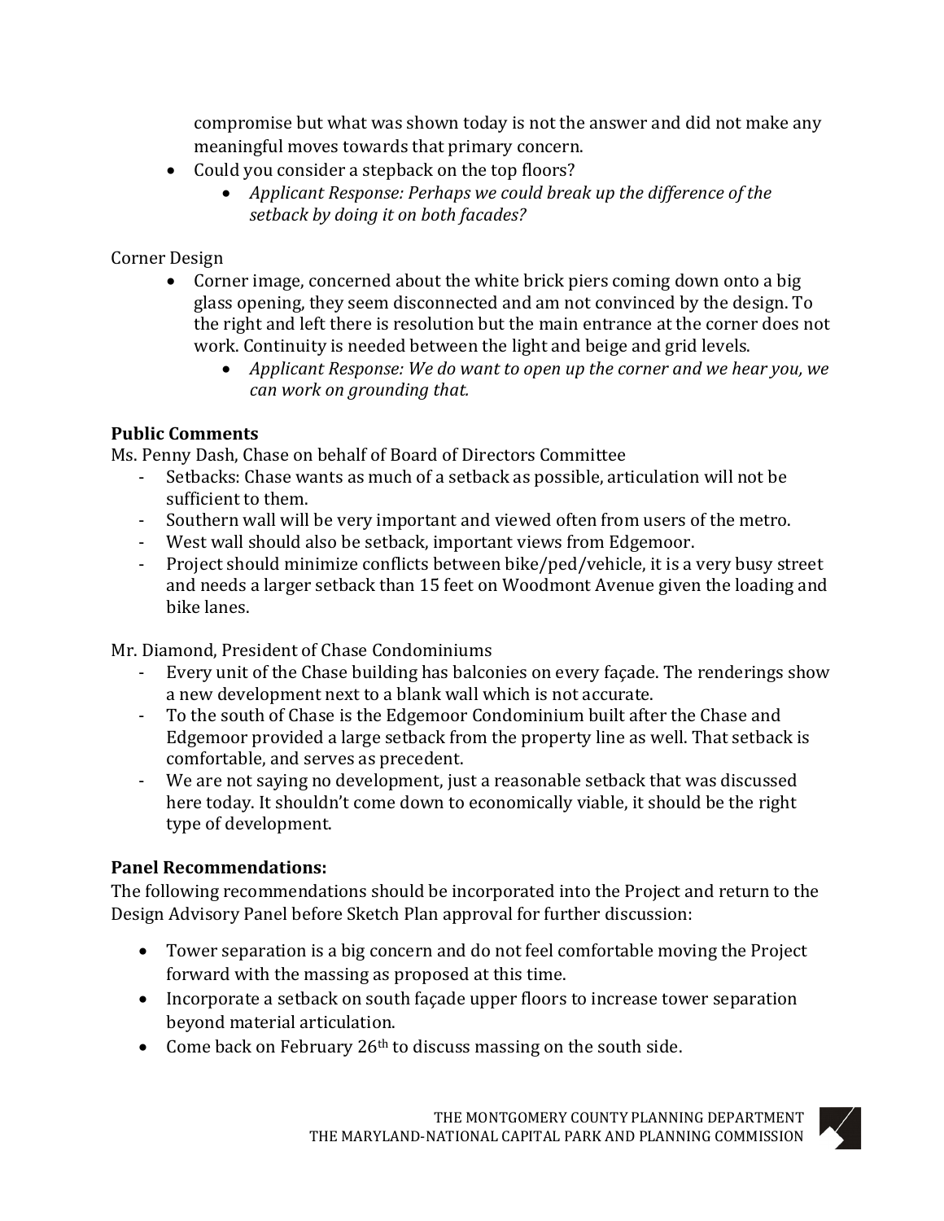compromise but what was shown today is not the answer and did not make any meaningful moves towards that primary concern.

- Could you consider a stepback on the top floors?
    - *Applicant Response: Perhaps we could break up the difference of the setback by doing it on both facades?*

Corner Design

- Corner image, concerned about the white brick piers coming down onto a big glass opening, they seem disconnected and am not convinced by the design. To the right and left there is resolution but the main entrance at the corner does not work. Continuity is needed between the light and beige and grid levels.
    - *Applicant Response: We do want to open up the corner and we hear you, we can work on grounding that.*

**Public Comments**

Ms. Penny Dash, Chase on behalf of Board of Directors Committee

- Setbacks: Chase wants as much of a setback as possible, articulation will not be sufficient to them.
- Southern wall will be very important and viewed often from users of the metro.
- West wall should also be setback, important views from Edgemoor.
- Project should minimize conflicts between bike/ped/vehicle, it is a very busy street and needs a larger setback than 15 feet on Woodmont Avenue given the loading and bike lanes.

Mr. Diamond, President of Chase Condominiums

- Every unit of the Chase building has balconies on every façade. The renderings show a new development next to a blank wall which is not accurate.
- To the south of Chase is the Edgemoor Condominium built after the Chase and Edgemoor provided a large setback from the property line as well. That setback is comfortable, and serves as precedent.
- We are not saying no development, just a reasonable setback that was discussed here today. It shouldn't come down to economically viable, it should be the right type of development.

**Panel Recommendations:**

The following recommendations should be incorporated into the Project and return to the Design Advisory Panel before Sketch Plan approval for further discussion:

- Tower separation is a big concern and do not feel comfortable moving the Project forward with the massing as proposed at this time.
- Incorporate a setback on south façade upper floors to increase tower separation beyond material articulation.
- Come back on February 26th to discuss massing on the south side.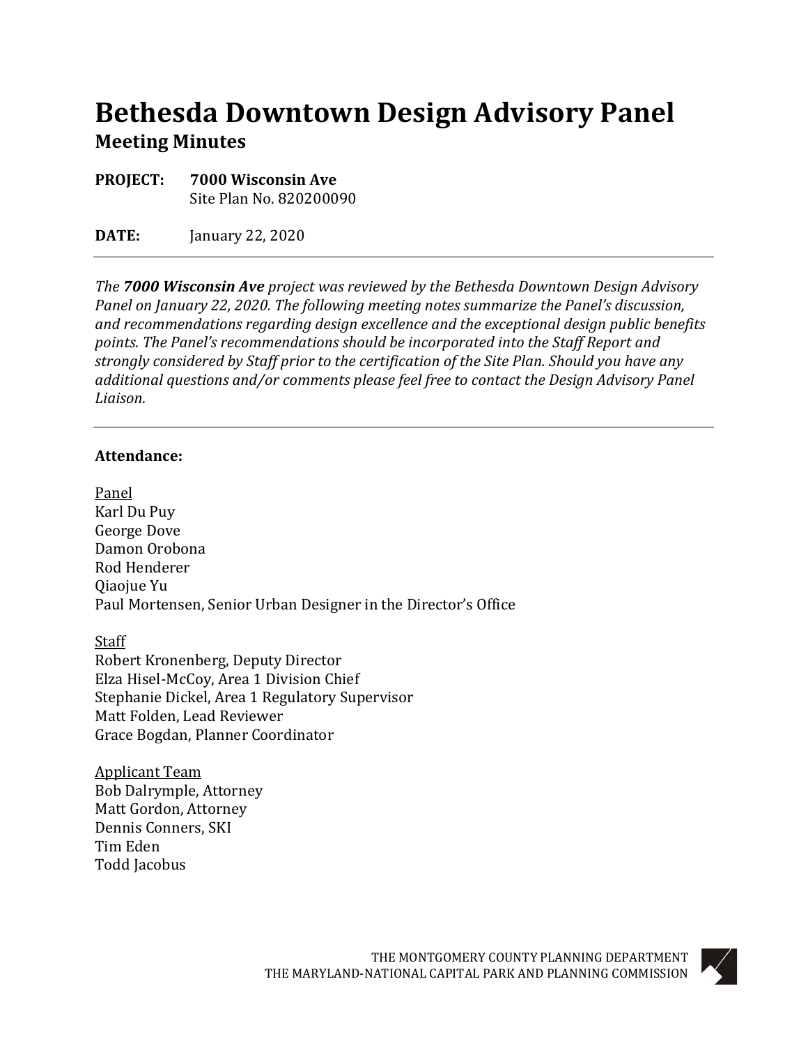# Bethesda Downtown Design Advisory Panel

## Meeting Minutes

**PROJECT:** **7000 Wisconsin Ave**
Site Plan No. 820200090

**DATE:** January 22, 2020

---

*The **7000 Wisconsin Ave** project was reviewed by the Bethesda Downtown Design Advisory Panel on January 22, 2020. The following meeting notes summarize the Panel's discussion, and recommendations regarding design excellence and the exceptional design public benefits points. The Panel's recommendations should be incorporated into the Staff Report and strongly considered by Staff prior to the certification of the Site Plan. Should you have any additional questions and/or comments please feel free to contact the Design Advisory Panel Liaison.*

---

**Attendance:**

<u>Panel</u>
Karl Du Puy
George Dove
Damon Orobona
Rod Henderer
Qiaojue Yu
Paul Mortensen, Senior Urban Designer in the Director's Office

<u>Staff</u>
Robert Kronenberg, Deputy Director
Elza Hisel-McCoy, Area 1 Division Chief
Stephanie Dickel, Area 1 Regulatory Supervisor
Matt Folden, Lead Reviewer
Grace Bogdan, Planner Coordinator

<u>Applicant Team</u>
Bob Dalrymple, Attorney
Matt Gordon, Attorney
Dennis Conners, SKI
Tim Eden
Todd Jacobus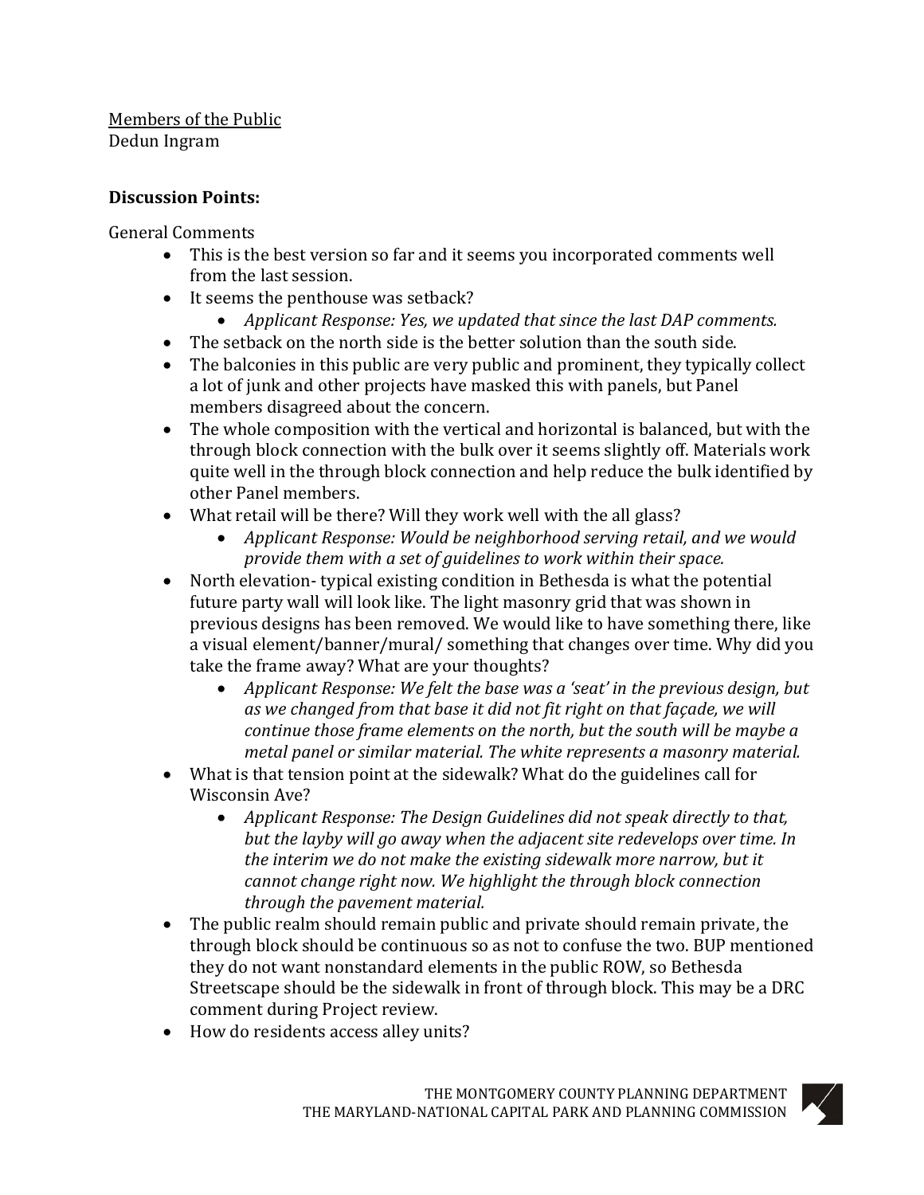Members of the Public
Dedun Ingram

**Discussion Points:**

General Comments

- This is the best version so far and it seems you incorporated comments well from the last session.
- It seems the penthouse was setback?
    - *Applicant Response: Yes, we updated that since the last DAP comments.*
- The setback on the north side is the better solution than the south side.
- The balconies in this public are very public and prominent, they typically collect a lot of junk and other projects have masked this with panels, but Panel members disagreed about the concern.
- The whole composition with the vertical and horizontal is balanced, but with the through block connection with the bulk over it seems slightly off. Materials work quite well in the through block connection and help reduce the bulk identified by other Panel members.
- What retail will be there? Will they work well with the all glass?
    - *Applicant Response: Would be neighborhood serving retail, and we would provide them with a set of guidelines to work within their space.*
- North elevation- typical existing condition in Bethesda is what the potential future party wall will look like. The light masonry grid that was shown in previous designs has been removed. We would like to have something there, like a visual element/banner/mural/ something that changes over time. Why did you take the frame away? What are your thoughts?
    - *Applicant Response: We felt the base was a 'seat' in the previous design, but as we changed from that base it did not fit right on that façade, we will continue those frame elements on the north, but the south will be maybe a metal panel or similar material. The white represents a masonry material.*
- What is that tension point at the sidewalk? What do the guidelines call for Wisconsin Ave?
    - *Applicant Response: The Design Guidelines did not speak directly to that, but the layby will go away when the adjacent site redevelops over time. In the interim we do not make the existing sidewalk more narrow, but it cannot change right now. We highlight the through block connection through the pavement material.*
- The public realm should remain public and private should remain private, the through block should be continuous so as not to confuse the two. BUP mentioned they do not want nonstandard elements in the public ROW, so Bethesda Streetscape should be the sidewalk in front of through block. This may be a DRC comment during Project review.
- How do residents access alley units?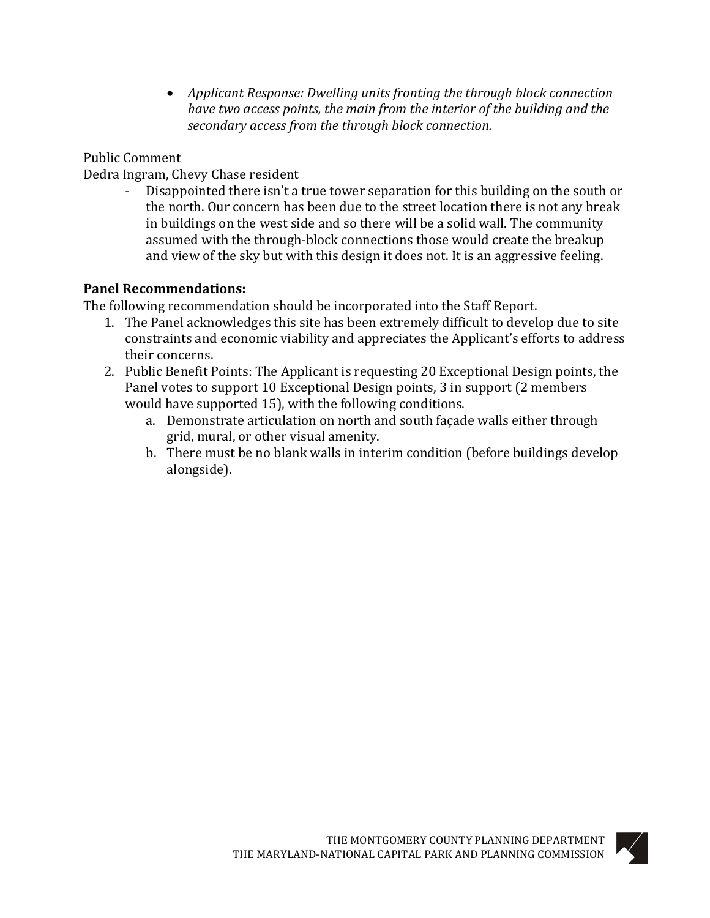- *Applicant Response: Dwelling units fronting the through block connection have two access points, the main from the interior of the building and the secondary access from the through block connection.*

Public Comment
Dedra Ingram, Chevy Chase resident

- Disappointed there isn't a true tower separation for this building on the south or the north. Our concern has been due to the street location there is not any break in buildings on the west side and so there will be a solid wall. The community assumed with the through-block connections those would create the breakup and view of the sky but with this design it does not. It is an aggressive feeling.

**Panel Recommendations:**
The following recommendation should be incorporated into the Staff Report.

1. The Panel acknowledges this site has been extremely difficult to develop due to site constraints and economic viability and appreciates the Applicant's efforts to address their concerns.
2. Public Benefit Points: The Applicant is requesting 20 Exceptional Design points, the Panel votes to support 10 Exceptional Design points, 3 in support (2 members would have supported 15), with the following conditions.
    a. Demonstrate articulation on north and south façade walls either through grid, mural, or other visual amenity.
    b. There must be no blank walls in interim condition (before buildings develop alongside).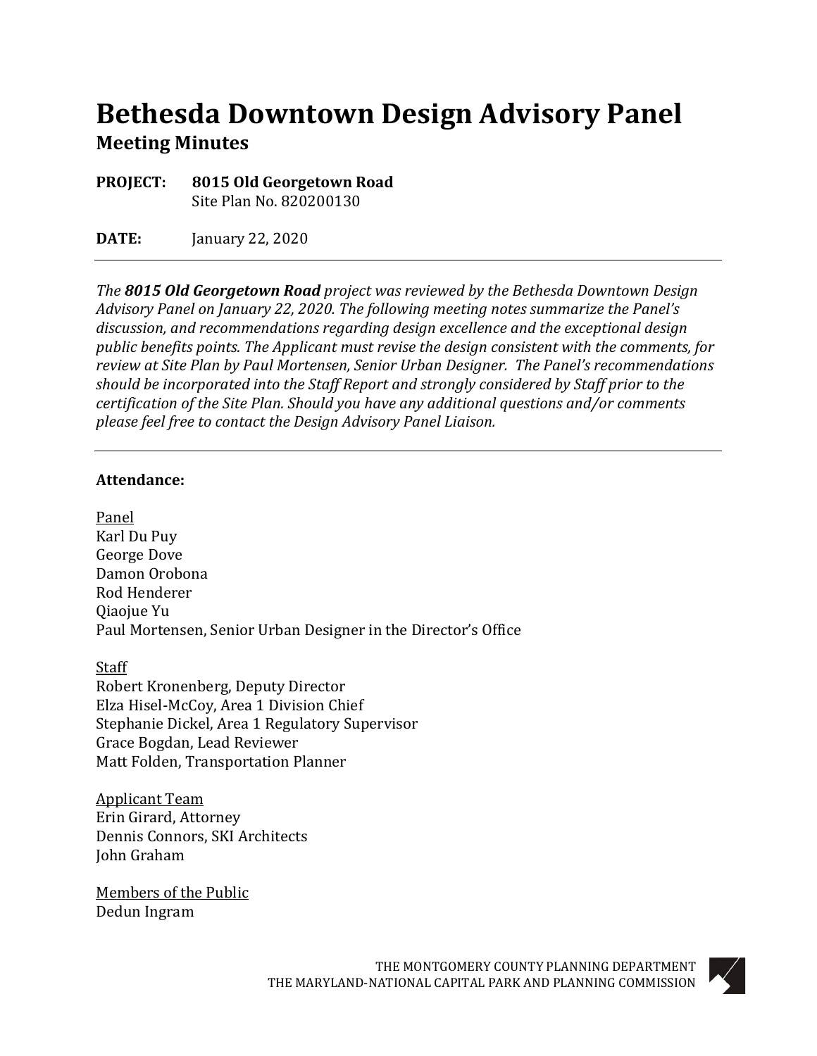# Bethesda Downtown Design Advisory Panel

## Meeting Minutes

**PROJECT:** **8015 Old Georgetown Road**
Site Plan No. 820200130

**DATE:** January 22, 2020

---

*The **8015 Old Georgetown Road** project was reviewed by the Bethesda Downtown Design Advisory Panel on January 22, 2020. The following meeting notes summarize the Panel's discussion, and recommendations regarding design excellence and the exceptional design public benefits points. The Applicant must revise the design consistent with the comments, for review at Site Plan by Paul Mortensen, Senior Urban Designer. The Panel's recommendations should be incorporated into the Staff Report and strongly considered by Staff prior to the certification of the Site Plan. Should you have any additional questions and/or comments please feel free to contact the Design Advisory Panel Liaison.*

---

**Attendance:**

Panel
Karl Du Puy
George Dove
Damon Orobona
Rod Henderer
Qiaojue Yu
Paul Mortensen, Senior Urban Designer in the Director's Office

Staff
Robert Kronenberg, Deputy Director
Elza Hisel-McCoy, Area 1 Division Chief
Stephanie Dickel, Area 1 Regulatory Supervisor
Grace Bogdan, Lead Reviewer
Matt Folden, Transportation Planner

Applicant Team
Erin Girard, Attorney
Dennis Connors, SKI Architects
John Graham

Members of the Public
Dedun Ingram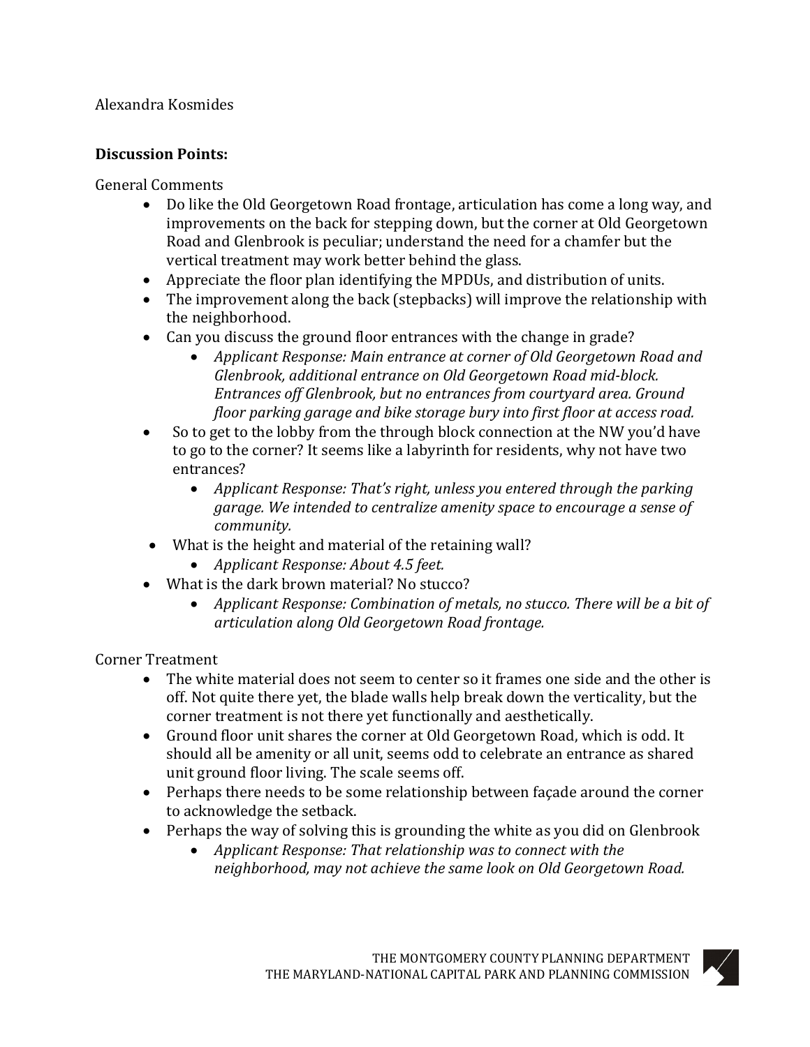Alexandra Kosmides

**Discussion Points:**

General Comments

- Do like the Old Georgetown Road frontage, articulation has come a long way, and improvements on the back for stepping down, but the corner at Old Georgetown Road and Glenbrook is peculiar; understand the need for a chamfer but the vertical treatment may work better behind the glass.
- Appreciate the floor plan identifying the MPDUs, and distribution of units.
- The improvement along the back (stepbacks) will improve the relationship with the neighborhood.
- Can you discuss the ground floor entrances with the change in grade?
    - *Applicant Response: Main entrance at corner of Old Georgetown Road and Glenbrook, additional entrance on Old Georgetown Road mid-block. Entrances off Glenbrook, but no entrances from courtyard area. Ground floor parking garage and bike storage bury into first floor at access road.*
- So to get to the lobby from the through block connection at the NW you'd have to go to the corner? It seems like a labyrinth for residents, why not have two entrances?
    - *Applicant Response: That's right, unless you entered through the parking garage. We intended to centralize amenity space to encourage a sense of community.*
- What is the height and material of the retaining wall?
    - *Applicant Response: About 4.5 feet.*
- What is the dark brown material? No stucco?
    - *Applicant Response: Combination of metals, no stucco. There will be a bit of articulation along Old Georgetown Road frontage.*

Corner Treatment

- The white material does not seem to center so it frames one side and the other is off. Not quite there yet, the blade walls help break down the verticality, but the corner treatment is not there yet functionally and aesthetically.
- Ground floor unit shares the corner at Old Georgetown Road, which is odd. It should all be amenity or all unit, seems odd to celebrate an entrance as shared unit ground floor living. The scale seems off.
- Perhaps there needs to be some relationship between façade around the corner to acknowledge the setback.
- Perhaps the way of solving this is grounding the white as you did on Glenbrook
    - *Applicant Response: That relationship was to connect with the neighborhood, may not achieve the same look on Old Georgetown Road.*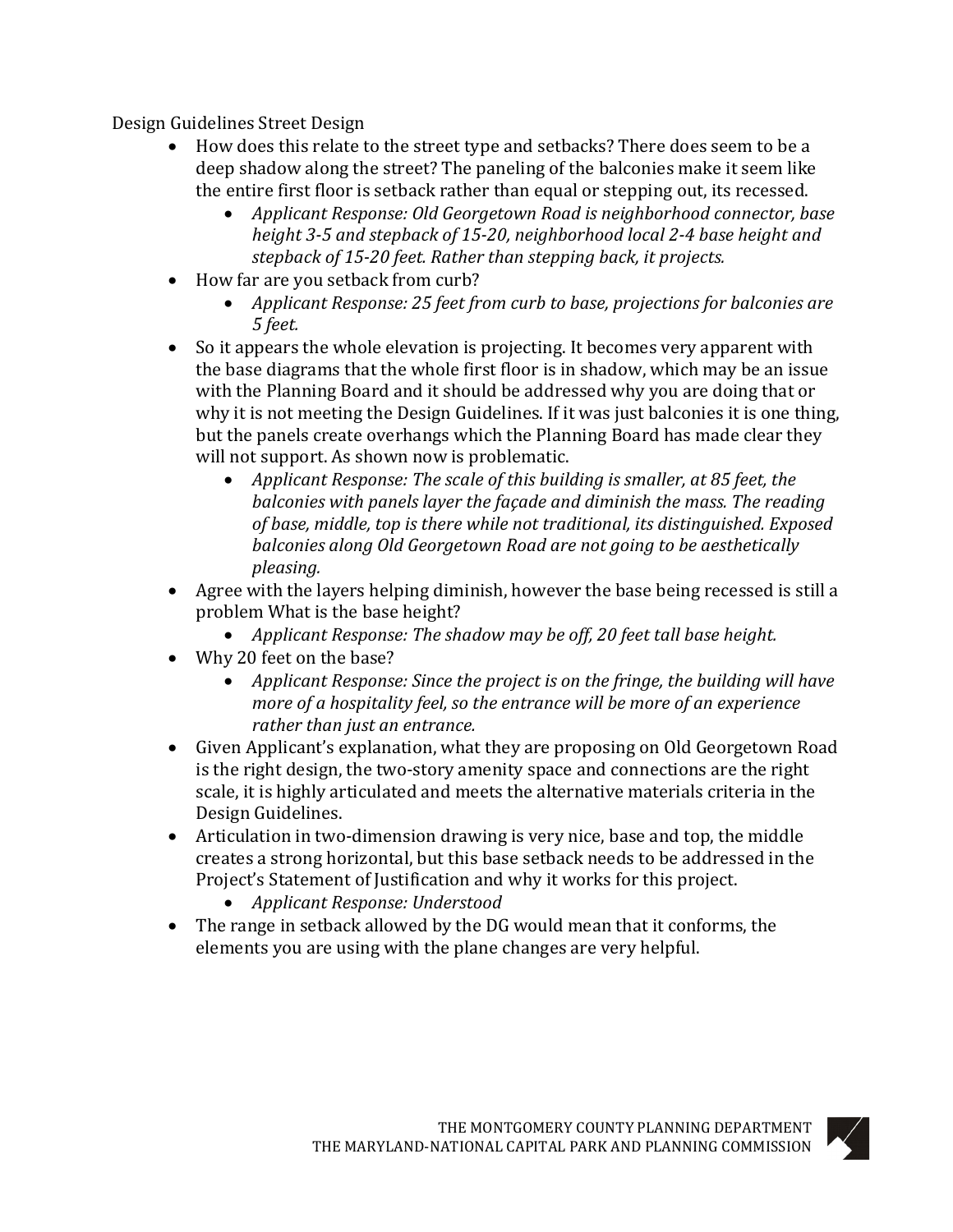Design Guidelines Street Design

- How does this relate to the street type and setbacks? There does seem to be a deep shadow along the street? The paneling of the balconies make it seem like the entire first floor is setback rather than equal or stepping out, its recessed.
  - *Applicant Response: Old Georgetown Road is neighborhood connector, base height 3-5 and stepback of 15-20, neighborhood local 2-4 base height and stepback of 15-20 feet. Rather than stepping back, it projects.*
- How far are you setback from curb?
  - *Applicant Response: 25 feet from curb to base, projections for balconies are 5 feet.*
- So it appears the whole elevation is projecting. It becomes very apparent with the base diagrams that the whole first floor is in shadow, which may be an issue with the Planning Board and it should be addressed why you are doing that or why it is not meeting the Design Guidelines. If it was just balconies it is one thing, but the panels create overhangs which the Planning Board has made clear they will not support. As shown now is problematic.
  - *Applicant Response: The scale of this building is smaller, at 85 feet, the balconies with panels layer the façade and diminish the mass. The reading of base, middle, top is there while not traditional, its distinguished. Exposed balconies along Old Georgetown Road are not going to be aesthetically pleasing.*
- Agree with the layers helping diminish, however the base being recessed is still a problem What is the base height?
  - *Applicant Response: The shadow may be off, 20 feet tall base height.*
- Why 20 feet on the base?
  - *Applicant Response: Since the project is on the fringe, the building will have more of a hospitality feel, so the entrance will be more of an experience rather than just an entrance.*
- Given Applicant's explanation, what they are proposing on Old Georgetown Road is the right design, the two-story amenity space and connections are the right scale, it is highly articulated and meets the alternative materials criteria in the Design Guidelines.
- Articulation in two-dimension drawing is very nice, base and top, the middle creates a strong horizontal, but this base setback needs to be addressed in the Project's Statement of Justification and why it works for this project.
  - *Applicant Response: Understood*
- The range in setback allowed by the DG would mean that it conforms, the elements you are using with the plane changes are very helpful.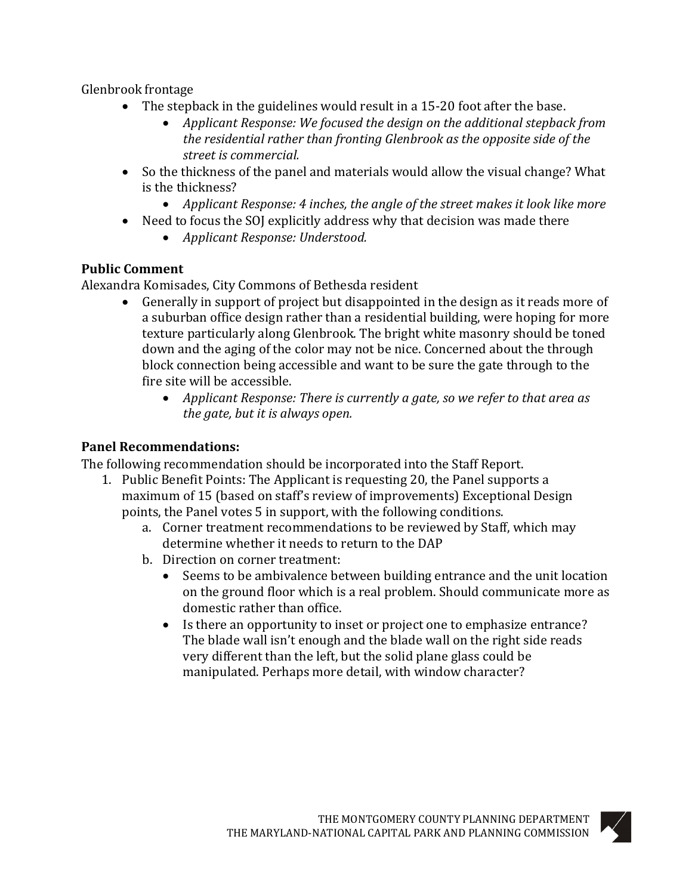Glenbrook frontage

- The stepback in the guidelines would result in a 15-20 foot after the base.
    - *Applicant Response: We focused the design on the additional stepback from the residential rather than fronting Glenbrook as the opposite side of the street is commercial.*
- So the thickness of the panel and materials would allow the visual change? What is the thickness?
    - *Applicant Response: 4 inches, the angle of the street makes it look like more*
- Need to focus the SOJ explicitly address why that decision was made there
    - *Applicant Response: Understood.*

**Public Comment**

Alexandra Komisades, City Commons of Bethesda resident

- Generally in support of project but disappointed in the design as it reads more of a suburban office design rather than a residential building, were hoping for more texture particularly along Glenbrook. The bright white masonry should be toned down and the aging of the color may not be nice. Concerned about the through block connection being accessible and want to be sure the gate through to the fire site will be accessible.
    - *Applicant Response: There is currently a gate, so we refer to that area as the gate, but it is always open.*

**Panel Recommendations:**

The following recommendation should be incorporated into the Staff Report.

1. Public Benefit Points: The Applicant is requesting 20, the Panel supports a maximum of 15 (based on staff's review of improvements) Exceptional Design points, the Panel votes 5 in support, with the following conditions.
    a. Corner treatment recommendations to be reviewed by Staff, which may determine whether it needs to return to the DAP
    b. Direction on corner treatment:
        - Seems to be ambivalence between building entrance and the unit location on the ground floor which is a real problem. Should communicate more as domestic rather than office.
        - Is there an opportunity to inset or project one to emphasize entrance? The blade wall isn't enough and the blade wall on the right side reads very different than the left, but the solid plane glass could be manipulated. Perhaps more detail, with window character?